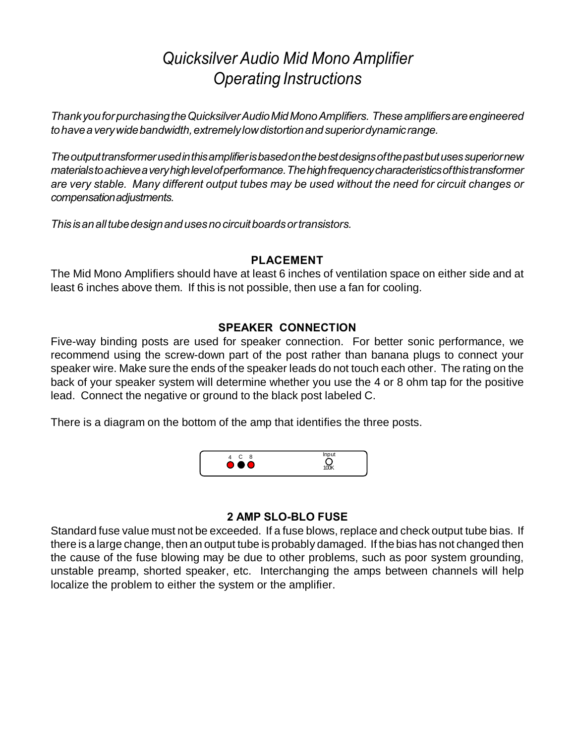# *Quicksilver Audio Mid Mono Amplifier*
# *Operating Instructions*

*Thank you for purchasing the Quicksilver Audio Mid Mono Amplifiers. These amplifiers are engineered to have a very wide bandwidth, extremely low distortion and superior dynamic range.*

*The output transformer used in this amplifier is based on the best designs of the past but uses superior new materials to achieve a very high level of performance. The high frequency characteristics of this transformer are very stable. Many different output tubes may be used without the need for circuit changes or compensation adjustments.*

*This is an all tube design and uses no circuit boards or transistors.*

## PLACEMENT

The Mid Mono Amplifiers should have at least 6 inches of ventilation space on either side and at least 6 inches above them. If this is not possible, then use a fan for cooling.

## SPEAKER CONNECTION

Five-way binding posts are used for speaker connection. For better sonic performance, we recommend using the screw-down part of the post rather than banana plugs to connect your speaker wire. Make sure the ends of the speaker leads do not touch each other. The rating on the back of your speaker system will determine whether you use the 4 or 8 ohm tap for the positive lead. Connect the negative or ground to the black post labeled C.

There is a diagram on the bottom of the amp that identifies the three posts.

4 C 8

Input
100K

## 2 AMP SLO-BLO FUSE

Standard fuse value must not be exceeded. If a fuse blows, replace and check output tube bias. If there is a large change, then an output tube is probably damaged. If the bias has not changed then the cause of the fuse blowing may be due to other problems, such as poor system grounding, unstable preamp, shorted speaker, etc. Interchanging the amps between channels will help localize the problem to either the system or the amplifier.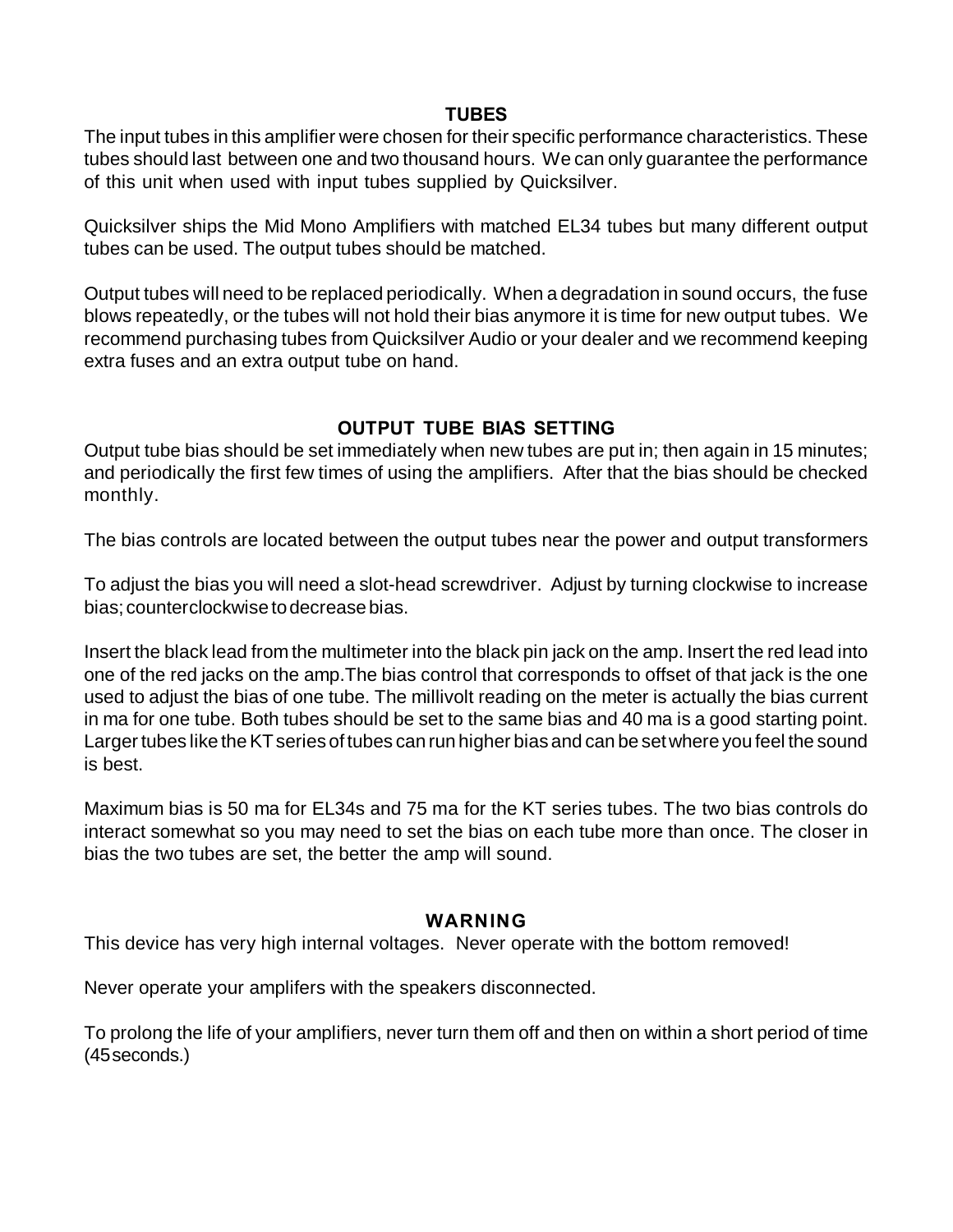## TUBES

The input tubes in this amplifier were chosen for their specific performance characteristics. These tubes should last between one and two thousand hours. We can only guarantee the performance of this unit when used with input tubes supplied by Quicksilver.

Quicksilver ships the Mid Mono Amplifiers with matched EL34 tubes but many different output tubes can be used. The output tubes should be matched.

Output tubes will need to be replaced periodically. When a degradation in sound occurs, the fuse blows repeatedly, or the tubes will not hold their bias anymore it is time for new output tubes. We recommend purchasing tubes from Quicksilver Audio or your dealer and we recommend keeping extra fuses and an extra output tube on hand.

## OUTPUT TUBE BIAS SETTING

Output tube bias should be set immediately when new tubes are put in; then again in 15 minutes; and periodically the first few times of using the amplifiers. After that the bias should be checked monthly.

The bias controls are located between the output tubes near the power and output transformers

To adjust the bias you will need a slot-head screwdriver. Adjust by turning clockwise to increase bias; counterclockwise to decrease bias.

Insert the black lead from the multimeter into the black pin jack on the amp. Insert the red lead into one of the red jacks on the amp.The bias control that corresponds to offset of that jack is the one used to adjust the bias of one tube. The millivolt reading on the meter is actually the bias current in ma for one tube. Both tubes should be set to the same bias and 40 ma is a good starting point. Larger tubes like the KT series of tubes can run higher bias and can be set where you feel the sound is best.

Maximum bias is 50 ma for EL34s and 75 ma for the KT series tubes. The two bias controls do interact somewhat so you may need to set the bias on each tube more than once. The closer in bias the two tubes are set, the better the amp will sound.

## WARNING

This device has very high internal voltages. Never operate with the bottom removed!

Never operate your amplifers with the speakers disconnected.

To prolong the life of your amplifiers, never turn them off and then on within a short period of time (45 seconds.)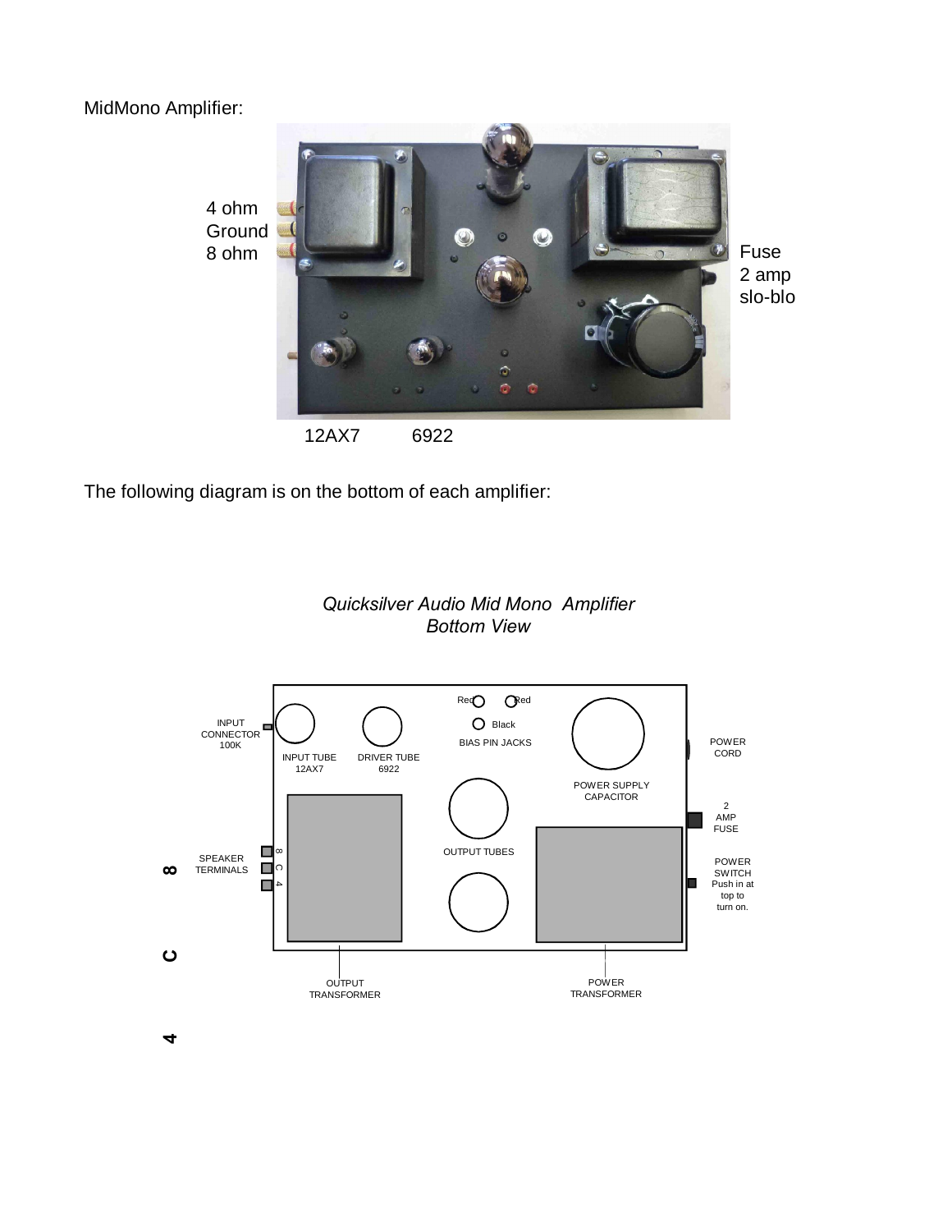MidMono Amplifier:

4 ohm
Ground
8 ohm

Fuse
2 amp
slo-blo

12AX7 6922

The following diagram is on the bottom of each amplifier:

*Quicksilver Audio Mid Mono Amplifier*
*Bottom View*

Red Red
Black
BIAS PIN JACKS

INPUT CONNECTOR 100K

INPUT TUBE 12AX7

DRIVER TUBE 6922

POWER SUPPLY CAPACITOR

POWER CORD

2 AMP FUSE

OUTPUT TUBES

SPEAKER TERMINALS

8 C 4

POWER SWITCH Push in at top to turn on.

OUTPUT TRANSFORMER

POWER TRANSFORMER

8

C

4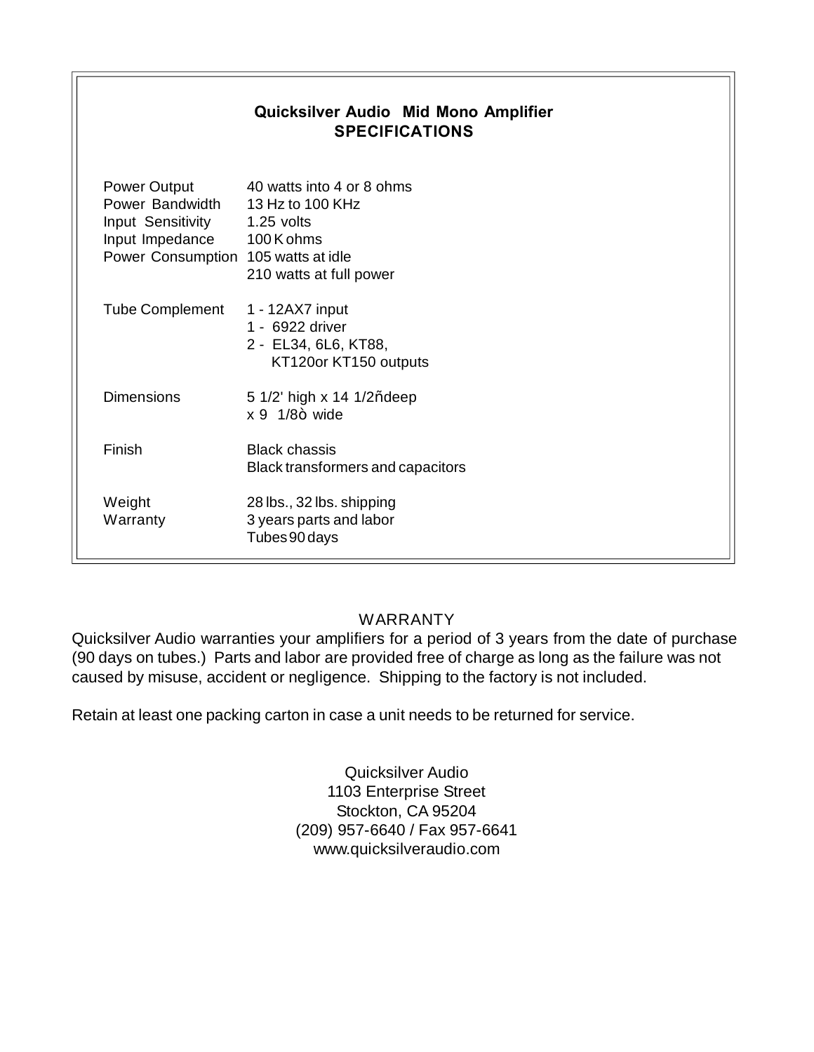## Quicksilver Audio Mid Mono Amplifier
## SPECIFICATIONS

| | |
|---|---|
| Power Output | 40 watts into 4 or 8 ohms |
| Power Bandwidth | 13 Hz to 100 KHz |
| Input Sensitivity | 1.25 volts |
| Input Impedance | 100 K ohms |
| Power Consumption | 105 watts at idle<br>210 watts at full power |
| Tube Complement | 1 - 12AX7 input<br>1 - 6922 driver<br>2 - EL34, 6L6, KT88,<br>KT120or KT150 outputs |
| Dimensions | 5 1/2' high x 14 1/2ñdeep<br>x 9 1/8ò wide |
| Finish | Black chassis<br>Black transformers and capacitors |
| Weight | 28 lbs., 32 lbs. shipping |
| Warranty | 3 years parts and labor<br>Tubes 90 days |

## WARRANTY

Quicksilver Audio warranties your amplifiers for a period of 3 years from the date of purchase (90 days on tubes.) Parts and labor are provided free of charge as long as the failure was not caused by misuse, accident or negligence. Shipping to the factory is not included.

Retain at least one packing carton in case a unit needs to be returned for service.

Quicksilver Audio
1103 Enterprise Street
Stockton, CA 95204
(209) 957-6640 / Fax 957-6641
www.quicksilveraudio.com